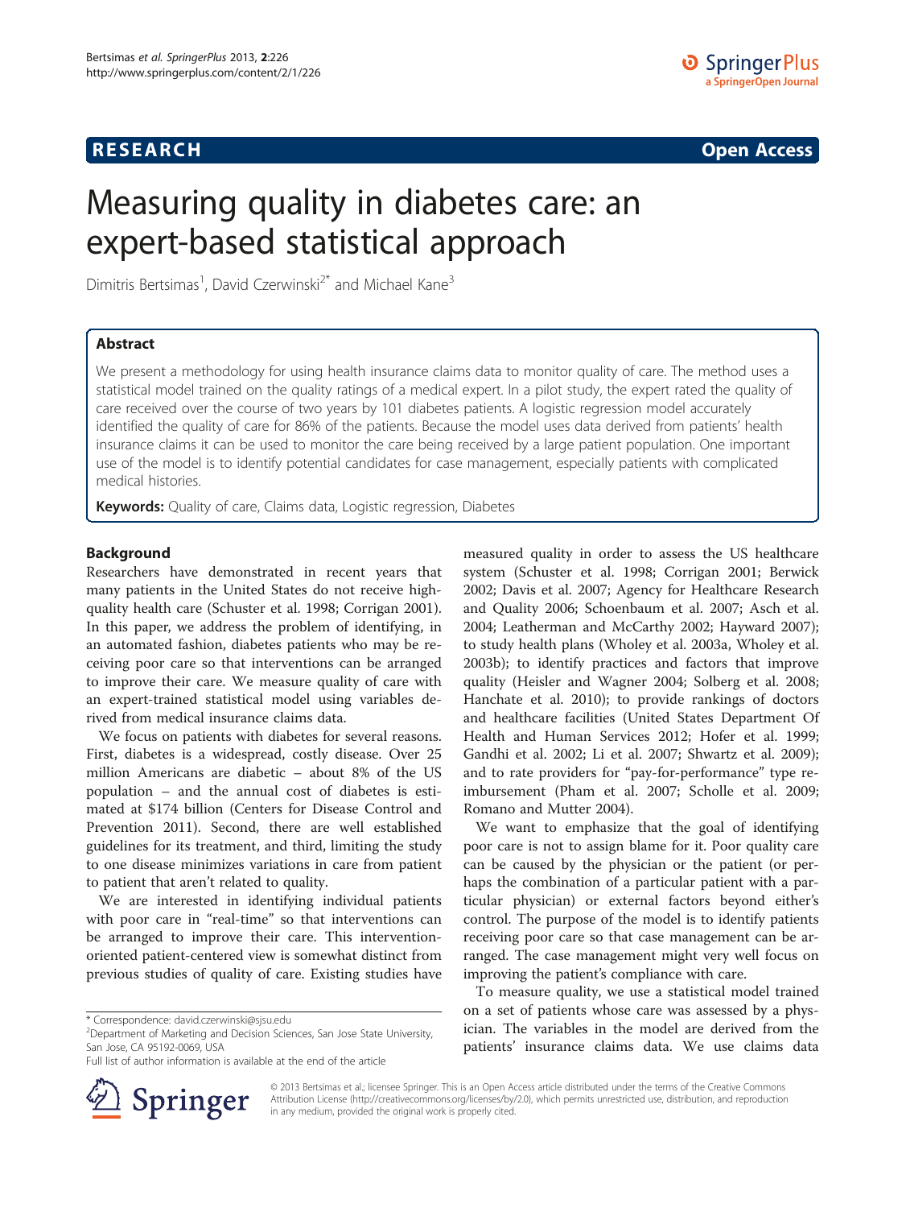**RESEARCH** **Open Access**

# Measuring quality in diabetes care: an expert-based statistical approach

Dimitris Bertsimas[1], David Czerwinski[2*] and Michael Kane[3]

## Abstract

We present a methodology for using health insurance claims data to monitor quality of care. The method uses a statistical model trained on the quality ratings of a medical expert. In a pilot study, the expert rated the quality of care received over the course of two years by 101 diabetes patients. A logistic regression model accurately identified the quality of care for 86% of the patients. Because the model uses data derived from patients' health insurance claims it can be used to monitor the care being received by a large patient population. One important use of the model is to identify potential candidates for case management, especially patients with complicated medical histories.

**Keywords:** Quality of care, Claims data, Logistic regression, Diabetes

## Background

Researchers have demonstrated in recent years that many patients in the United States do not receive high-quality health care (Schuster et al. 1998; Corrigan 2001). In this paper, we address the problem of identifying, in an automated fashion, diabetes patients who may be receiving poor care so that interventions can be arranged to improve their care. We measure quality of care with an expert-trained statistical model using variables derived from medical insurance claims data.

We focus on patients with diabetes for several reasons. First, diabetes is a widespread, costly disease. Over 25 million Americans are diabetic – about 8% of the US population – and the annual cost of diabetes is estimated at $174 billion (Centers for Disease Control and Prevention 2011). Second, there are well established guidelines for its treatment, and third, limiting the study to one disease minimizes variations in care from patient to patient that aren't related to quality.

We are interested in identifying individual patients with poor care in "real-time" so that interventions can be arranged to improve their care. This intervention-oriented patient-centered view is somewhat distinct from previous studies of quality of care. Existing studies have measured quality in order to assess the US healthcare system (Schuster et al. 1998; Corrigan 2001; Berwick 2002; Davis et al. 2007; Agency for Healthcare Research and Quality 2006; Schoenbaum et al. 2007; Asch et al. 2004; Leatherman and McCarthy 2002; Hayward 2007); to study health plans (Wholey et al. 2003a, Wholey et al. 2003b); to identify practices and factors that improve quality (Heisler and Wagner 2004; Solberg et al. 2008; Hanchate et al. 2010); to provide rankings of doctors and healthcare facilities (United States Department Of Health and Human Services 2012; Hofer et al. 1999; Gandhi et al. 2002; Li et al. 2007; Shwartz et al. 2009); and to rate providers for "pay-for-performance" type reimbursement (Pham et al. 2007; Scholle et al. 2009; Romano and Mutter 2004).

We want to emphasize that the goal of identifying poor care is not to assign blame for it. Poor quality care can be caused by the physician or the patient (or perhaps the combination of a particular patient with a particular physician) or external factors beyond either's control. The purpose of the model is to identify patients receiving poor care so that case management can be arranged. The case management might very well focus on improving the patient's compliance with care.

To measure quality, we use a statistical model trained on a set of patients whose care was assessed by a physician. The variables in the model are derived from the patients' insurance claims data. We use claims data

\* Correspondence: david.czerwinski@sjsu.edu
[2]Department of Marketing and Decision Sciences, San Jose State University, San Jose, CA 95192-0069, USA
Full list of author information is available at the end of the article

© 2013 Bertsimas et al.; licensee Springer. This is an Open Access article distributed under the terms of the Creative Commons Attribution License (http://creativecommons.org/licenses/by/2.0), which permits unrestricted use, distribution, and reproduction in any medium, provided the original work is properly cited.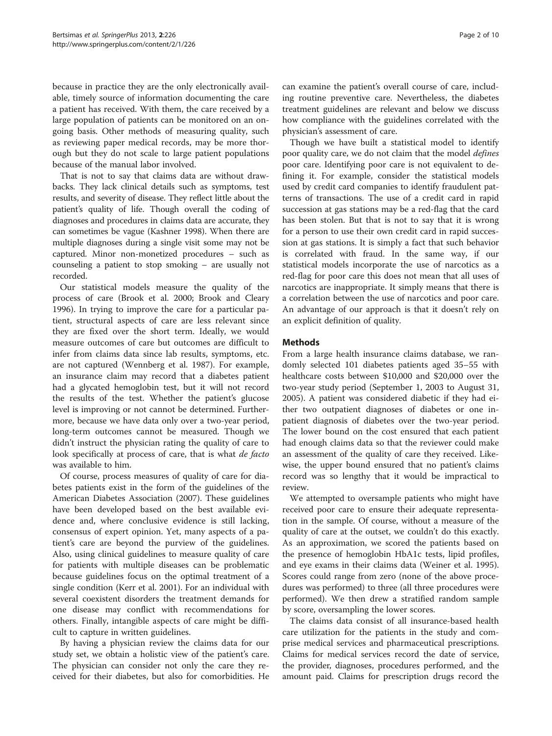because in practice they are the only electronically available, timely source of information documenting the care a patient has received. With them, the care received by a large population of patients can be monitored on an ongoing basis. Other methods of measuring quality, such as reviewing paper medical records, may be more thorough but they do not scale to large patient populations because of the manual labor involved.

That is not to say that claims data are without drawbacks. They lack clinical details such as symptoms, test results, and severity of disease. They reflect little about the patient's quality of life. Though overall the coding of diagnoses and procedures in claims data are accurate, they can sometimes be vague (Kashner 1998). When there are multiple diagnoses during a single visit some may not be captured. Minor non-monetized procedures – such as counseling a patient to stop smoking – are usually not recorded.

Our statistical models measure the quality of the process of care (Brook et al. 2000; Brook and Cleary 1996). In trying to improve the care for a particular patient, structural aspects of care are less relevant since they are fixed over the short term. Ideally, we would measure outcomes of care but outcomes are difficult to infer from claims data since lab results, symptoms, etc. are not captured (Wennberg et al. 1987). For example, an insurance claim may record that a diabetes patient had a glycated hemoglobin test, but it will not record the results of the test. Whether the patient's glucose level is improving or not cannot be determined. Furthermore, because we have data only over a two-year period, long-term outcomes cannot be measured. Though we didn't instruct the physician rating the quality of care to look specifically at process of care, that is what *de facto* was available to him.

Of course, process measures of quality of care for diabetes patients exist in the form of the guidelines of the American Diabetes Association (2007). These guidelines have been developed based on the best available evidence and, where conclusive evidence is still lacking, consensus of expert opinion. Yet, many aspects of a patient's care are beyond the purview of the guidelines. Also, using clinical guidelines to measure quality of care for patients with multiple diseases can be problematic because guidelines focus on the optimal treatment of a single condition (Kerr et al. 2001). For an individual with several coexistent disorders the treatment demands for one disease may conflict with recommendations for others. Finally, intangible aspects of care might be difficult to capture in written guidelines.

By having a physician review the claims data for our study set, we obtain a holistic view of the patient's care. The physician can consider not only the care they received for their diabetes, but also for comorbidities. He can examine the patient's overall course of care, including routine preventive care. Nevertheless, the diabetes treatment guidelines are relevant and below we discuss how compliance with the guidelines correlated with the physician's assessment of care.

Though we have built a statistical model to identify poor quality care, we do not claim that the model *defines* poor care. Identifying poor care is not equivalent to defining it. For example, consider the statistical models used by credit card companies to identify fraudulent patterns of transactions. The use of a credit card in rapid succession at gas stations may be a red-flag that the card has been stolen. But that is not to say that it is wrong for a person to use their own credit card in rapid succession at gas stations. It is simply a fact that such behavior is correlated with fraud. In the same way, if our statistical models incorporate the use of narcotics as a red-flag for poor care this does not mean that all uses of narcotics are inappropriate. It simply means that there is a correlation between the use of narcotics and poor care. An advantage of our approach is that it doesn't rely on an explicit definition of quality.

## Methods

From a large health insurance claims database, we randomly selected 101 diabetes patients aged 35–55 with healthcare costs between \$10,000 and \$20,000 over the two-year study period (September 1, 2003 to August 31, 2005). A patient was considered diabetic if they had either two outpatient diagnoses of diabetes or one inpatient diagnosis of diabetes over the two-year period. The lower bound on the cost ensured that each patient had enough claims data so that the reviewer could make an assessment of the quality of care they received. Likewise, the upper bound ensured that no patient's claims record was so lengthy that it would be impractical to review.

We attempted to oversample patients who might have received poor care to ensure their adequate representation in the sample. Of course, without a measure of the quality of care at the outset, we couldn't do this exactly. As an approximation, we scored the patients based on the presence of hemoglobin HbA1c tests, lipid profiles, and eye exams in their claims data (Weiner et al. 1995). Scores could range from zero (none of the above procedures was performed) to three (all three procedures were performed). We then drew a stratified random sample by score, oversampling the lower scores.

The claims data consist of all insurance-based health care utilization for the patients in the study and comprise medical services and pharmaceutical prescriptions. Claims for medical services record the date of service, the provider, diagnoses, procedures performed, and the amount paid. Claims for prescription drugs record the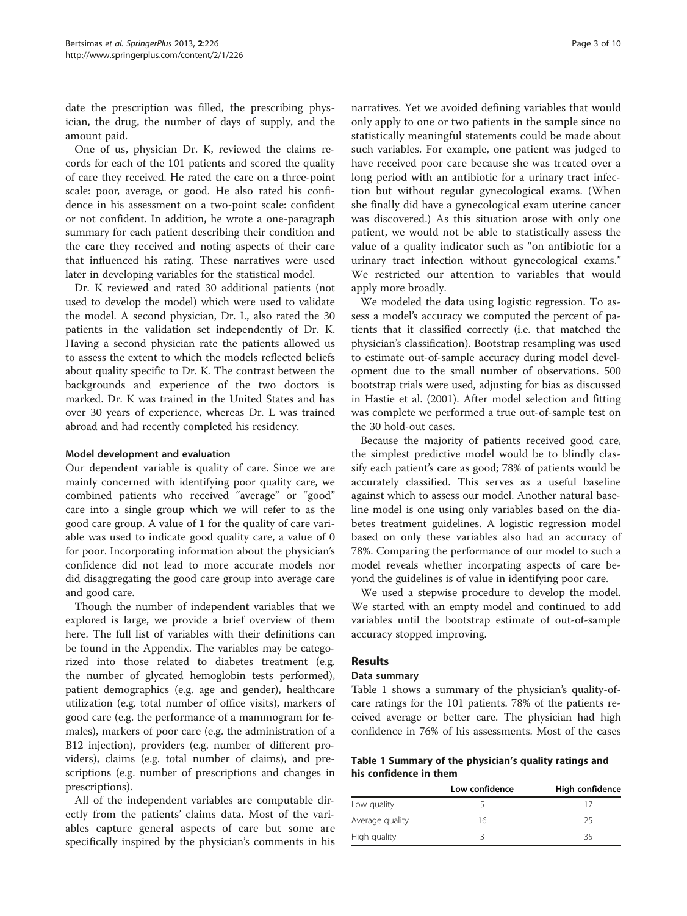date the prescription was filled, the prescribing physician, the drug, the number of days of supply, and the amount paid.

One of us, physician Dr. K, reviewed the claims records for each of the 101 patients and scored the quality of care they received. He rated the care on a three-point scale: poor, average, or good. He also rated his confidence in his assessment on a two-point scale: confident or not confident. In addition, he wrote a one-paragraph summary for each patient describing their condition and the care they received and noting aspects of their care that influenced his rating. These narratives were used later in developing variables for the statistical model.

Dr. K reviewed and rated 30 additional patients (not used to develop the model) which were used to validate the model. A second physician, Dr. L, also rated the 30 patients in the validation set independently of Dr. K. Having a second physician rate the patients allowed us to assess the extent to which the models reflected beliefs about quality specific to Dr. K. The contrast between the backgrounds and experience of the two doctors is marked. Dr. K was trained in the United States and has over 30 years of experience, whereas Dr. L was trained abroad and had recently completed his residency.

#### Model development and evaluation

Our dependent variable is quality of care. Since we are mainly concerned with identifying poor quality care, we combined patients who received "average" or "good" care into a single group which we will refer to as the good care group. A value of 1 for the quality of care variable was used to indicate good quality care, a value of 0 for poor. Incorporating information about the physician's confidence did not lead to more accurate models nor did disaggregating the good care group into average care and good care.

Though the number of independent variables that we explored is large, we provide a brief overview of them here. The full list of variables with their definitions can be found in the Appendix. The variables may be categorized into those related to diabetes treatment (e.g. the number of glycated hemoglobin tests performed), patient demographics (e.g. age and gender), healthcare utilization (e.g. total number of office visits), markers of good care (e.g. the performance of a mammogram for females), markers of poor care (e.g. the administration of a B12 injection), providers (e.g. number of different providers), claims (e.g. total number of claims), and prescriptions (e.g. number of prescriptions and changes in prescriptions).

All of the independent variables are computable directly from the patients' claims data. Most of the variables capture general aspects of care but some are specifically inspired by the physician's comments in his narratives. Yet we avoided defining variables that would only apply to one or two patients in the sample since no statistically meaningful statements could be made about such variables. For example, one patient was judged to have received poor care because she was treated over a long period with an antibiotic for a urinary tract infection but without regular gynecological exams. (When she finally did have a gynecological exam uterine cancer was discovered.) As this situation arose with only one patient, we would not be able to statistically assess the value of a quality indicator such as "on antibiotic for a urinary tract infection without gynecological exams." We restricted our attention to variables that would apply more broadly.

We modeled the data using logistic regression. To assess a model's accuracy we computed the percent of patients that it classified correctly (i.e. that matched the physician's classification). Bootstrap resampling was used to estimate out-of-sample accuracy during model development due to the small number of observations. 500 bootstrap trials were used, adjusting for bias as discussed in Hastie et al. (2001). After model selection and fitting was complete we performed a true out-of-sample test on the 30 hold-out cases.

Because the majority of patients received good care, the simplest predictive model would be to blindly classify each patient's care as good; 78% of patients would be accurately classified. This serves as a useful baseline against which to assess our model. Another natural baseline model is one using only variables based on the diabetes treatment guidelines. A logistic regression model based on only these variables also had an accuracy of 78%. Comparing the performance of our model to such a model reveals whether incorpating aspects of care beyond the guidelines is of value in identifying poor care.

We used a stepwise procedure to develop the model. We started with an empty model and continued to add variables until the bootstrap estimate of out-of-sample accuracy stopped improving.

## Results

### Data summary

Table 1 shows a summary of the physician's quality-of-care ratings for the 101 patients. 78% of the patients received average or better care. The physician had high confidence in 76% of his assessments. Most of the cases

**Table 1 Summary of the physician's quality ratings and his confidence in them**

| | Low confidence | High confidence |
|---|---|---|
| Low quality | 5 | 17 |
| Average quality | 16 | 25 |
| High quality | 3 | 35 |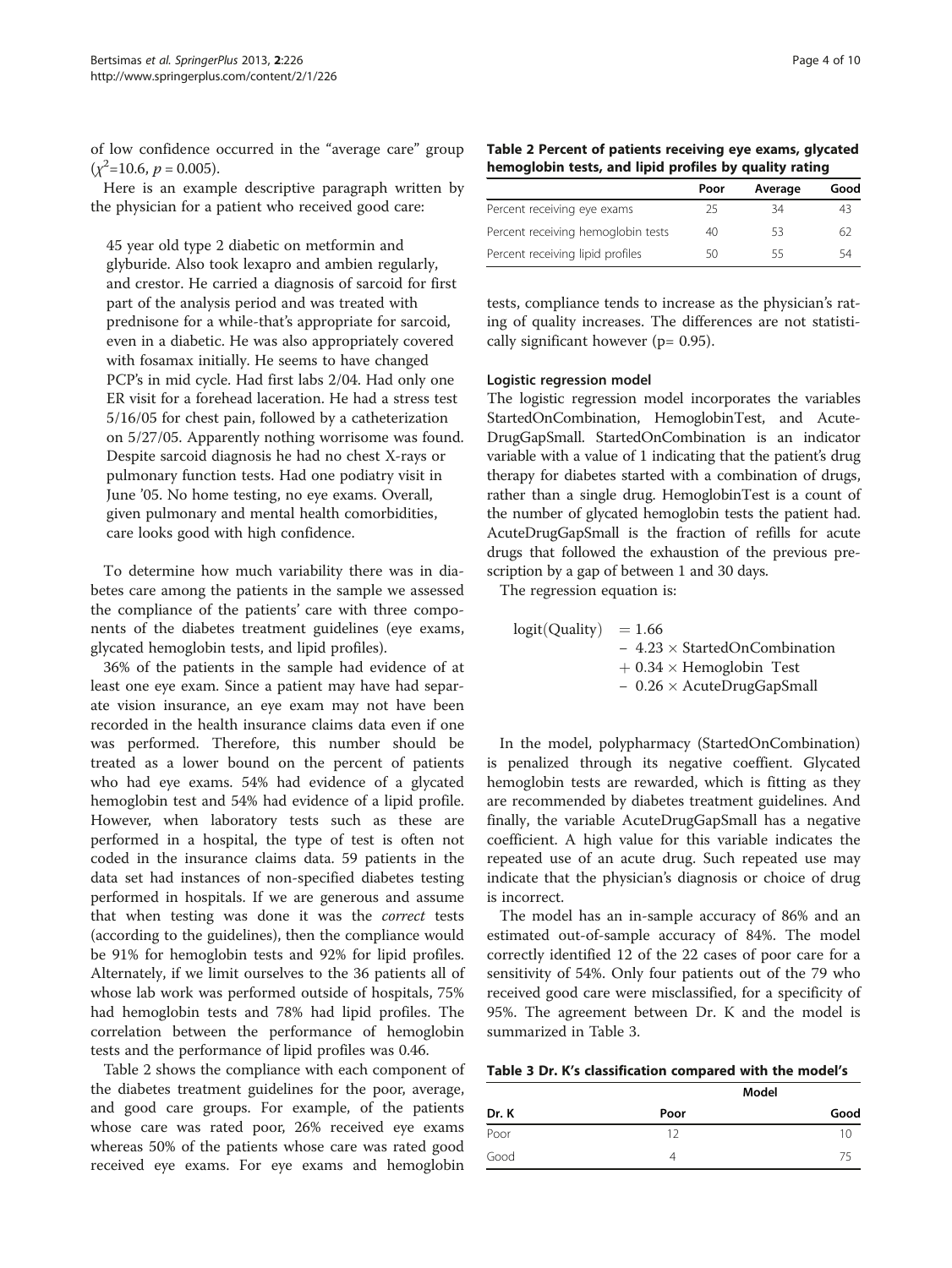of low confidence occurred in the "average care" group ($\chi^2$=10.6, $p$ = 0.005).

Here is an example descriptive paragraph written by the physician for a patient who received good care:

> 45 year old type 2 diabetic on metformin and glyburide. Also took lexapro and ambien regularly, and crestor. He carried a diagnosis of sarcoid for first part of the analysis period and was treated with prednisone for a while-that's appropriate for sarcoid, even in a diabetic. He was also appropriately covered with fosamax initially. He seems to have changed PCP's in mid cycle. Had first labs 2/04. Had only one ER visit for a forehead laceration. He had a stress test 5/16/05 for chest pain, followed by a catheterization on 5/27/05. Apparently nothing worrisome was found. Despite sarcoid diagnosis he had no chest X-rays or pulmonary function tests. Had one podiatry visit in June '05. No home testing, no eye exams. Overall, given pulmonary and mental health comorbidities, care looks good with high confidence.

To determine how much variability there was in diabetes care among the patients in the sample we assessed the compliance of the patients' care with three components of the diabetes treatment guidelines (eye exams, glycated hemoglobin tests, and lipid profiles).

36% of the patients in the sample had evidence of at least one eye exam. Since a patient may have had separate vision insurance, an eye exam may not have been recorded in the health insurance claims data even if one was performed. Therefore, this number should be treated as a lower bound on the percent of patients who had eye exams. 54% had evidence of a glycated hemoglobin test and 54% had evidence of a lipid profile. However, when laboratory tests such as these are performed in a hospital, the type of test is often not coded in the insurance claims data. 59 patients in the data set had instances of non-specified diabetes testing performed in hospitals. If we are generous and assume that when testing was done it was the *correct* tests (according to the guidelines), then the compliance would be 91% for hemoglobin tests and 92% for lipid profiles. Alternately, if we limit ourselves to the 36 patients all of whose lab work was performed outside of hospitals, 75% had hemoglobin tests and 78% had lipid profiles. The correlation between the performance of hemoglobin tests and the performance of lipid profiles was 0.46.

Table 2 shows the compliance with each component of the diabetes treatment guidelines for the poor, average, and good care groups. For example, of the patients whose care was rated poor, 26% received eye exams whereas 50% of the patients whose care was rated good received eye exams. For eye exams and hemoglobin tests, compliance tends to increase as the physician's rating of quality increases. The differences are not statistically significant however (p= 0.95).

**Table 2 Percent of patients receiving eye exams, glycated hemoglobin tests, and lipid profiles by quality rating**

| | Poor | Average | Good |
|---|---|---|---|
| Percent receiving eye exams | 25 | 34 | 43 |
| Percent receiving hemoglobin tests | 40 | 53 | 62 |
| Percent receiving lipid profiles | 50 | 55 | 54 |

### Logistic regression model

The logistic regression model incorporates the variables StartedOnCombination, HemoglobinTest, and AcuteDrugGapSmall. StartedOnCombination is an indicator variable with a value of 1 indicating that the patient's drug therapy for diabetes started with a combination of drugs, rather than a single drug. HemoglobinTest is a count of the number of glycated hemoglobin tests the patient had. AcuteDrugGapSmall is the fraction of refills for acute drugs that followed the exhaustion of the previous prescription by a gap of between 1 and 30 days.

The regression equation is:

$$\begin{aligned}\text{logit(Quality)} &= 1.66\\ &\quad - 4.23 \times \text{StartedOnCombination}\\ &\quad + 0.34 \times \text{Hemoglobin Test}\\ &\quad - 0.26 \times \text{AcuteDrugGapSmall}\end{aligned}$$

In the model, polypharmacy (StartedOnCombination) is penalized through its negative coeffient. Glycated hemoglobin tests are rewarded, which is fitting as they are recommended by diabetes treatment guidelines. And finally, the variable AcuteDrugGapSmall has a negative coefficient. A high value for this variable indicates the repeated use of an acute drug. Such repeated use may indicate that the physician's diagnosis or choice of drug is incorrect.

The model has an in-sample accuracy of 86% and an estimated out-of-sample accuracy of 84%. The model correctly identified 12 of the 22 cases of poor care for a sensitivity of 54%. Only four patients out of the 79 who received good care were misclassified, for a specificity of 95%. The agreement between Dr. K and the model is summarized in Table 3.

**Table 3 Dr. K's classification compared with the model's**

| | Model | |
|---|---|---|
| Dr. K | Poor | Good |
| Poor | 12 | 10 |
| Good | 4 | 75 |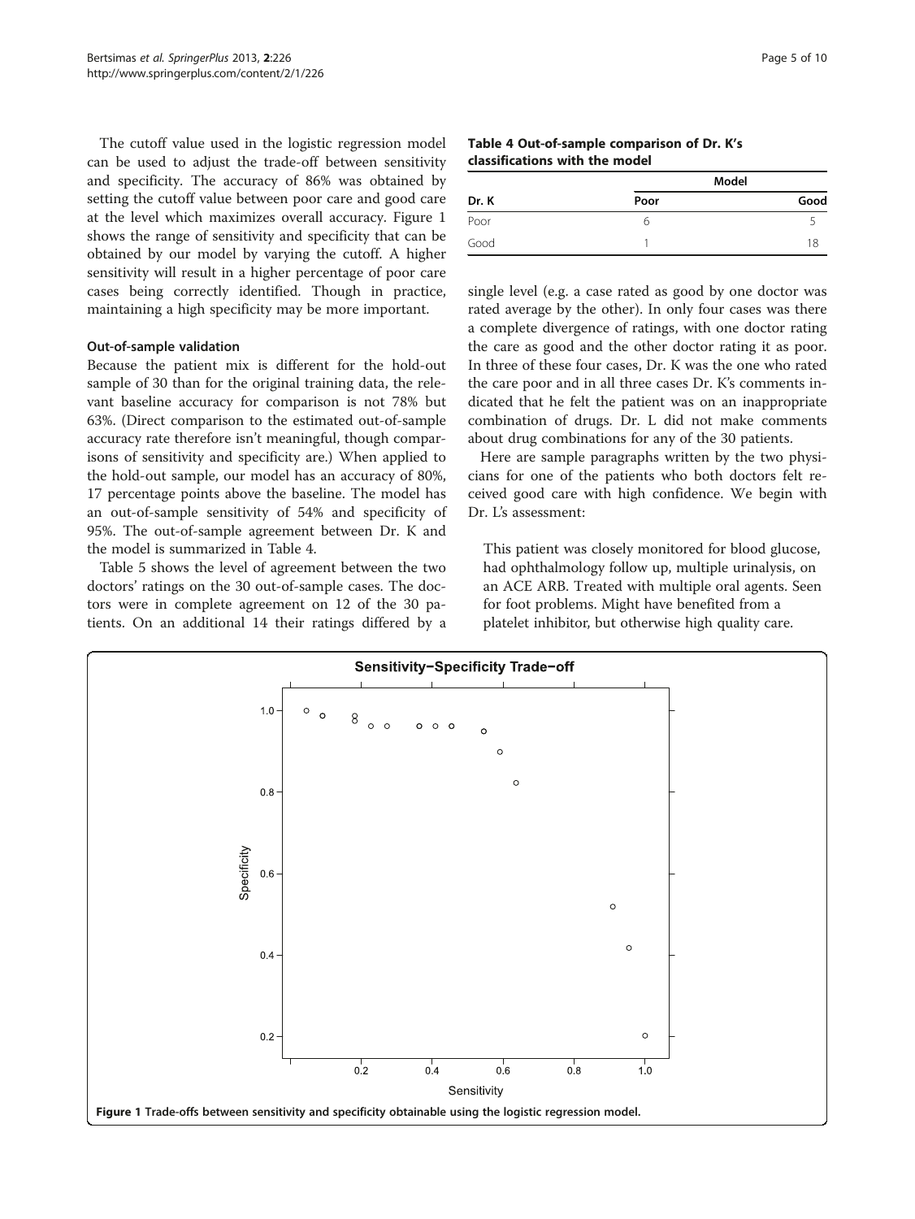The cutoff value used in the logistic regression model can be used to adjust the trade-off between sensitivity and specificity. The accuracy of 86% was obtained by setting the cutoff value between poor care and good care at the level which maximizes overall accuracy. Figure 1 shows the range of sensitivity and specificity that can be obtained by our model by varying the cutoff. A higher sensitivity will result in a higher percentage of poor care cases being correctly identified. Though in practice, maintaining a high specificity may be more important.

### Out-of-sample validation

Because the patient mix is different for the hold-out sample of 30 than for the original training data, the relevant baseline accuracy for comparison is not 78% but 63%. (Direct comparison to the estimated out-of-sample accuracy rate therefore isn't meaningful, though comparisons of sensitivity and specificity are.) When applied to the hold-out sample, our model has an accuracy of 80%, 17 percentage points above the baseline. The model has an out-of-sample sensitivity of 54% and specificity of 95%. The out-of-sample agreement between Dr. K and the model is summarized in Table 4.

Table 5 shows the level of agreement between the two doctors' ratings on the 30 out-of-sample cases. The doctors were in complete agreement on 12 of the 30 patients. On an additional 14 their ratings differed by a single level (e.g. a case rated as good by one doctor was rated average by the other). In only four cases was there a complete divergence of ratings, with one doctor rating the care as good and the other doctor rating it as poor. In three of these four cases, Dr. K was the one who rated the care poor and in all three cases Dr. K's comments indicated that he felt the patient was on an inappropriate combination of drugs. Dr. L did not make comments about drug combinations for any of the 30 patients.

**Table 4 Out-of-sample comparison of Dr. K's classifications with the model**

| | Model | |
|---|---|---|
| **Dr. K** | **Poor** | **Good** |
| Poor | 6 | 5 |
| Good | 1 | 18 |

Here are sample paragraphs written by the two physicians for one of the patients who both doctors felt received good care with high confidence. We begin with Dr. L's assessment:

> This patient was closely monitored for blood glucose, had ophthalmology follow up, multiple urinalysis, on an ACE ARB. Treated with multiple oral agents. Seen for foot problems. Might have benefited from a platelet inhibitor, but otherwise high quality care.

**Figure 1** Trade-offs between sensitivity and specificity obtainable using the logistic regression model.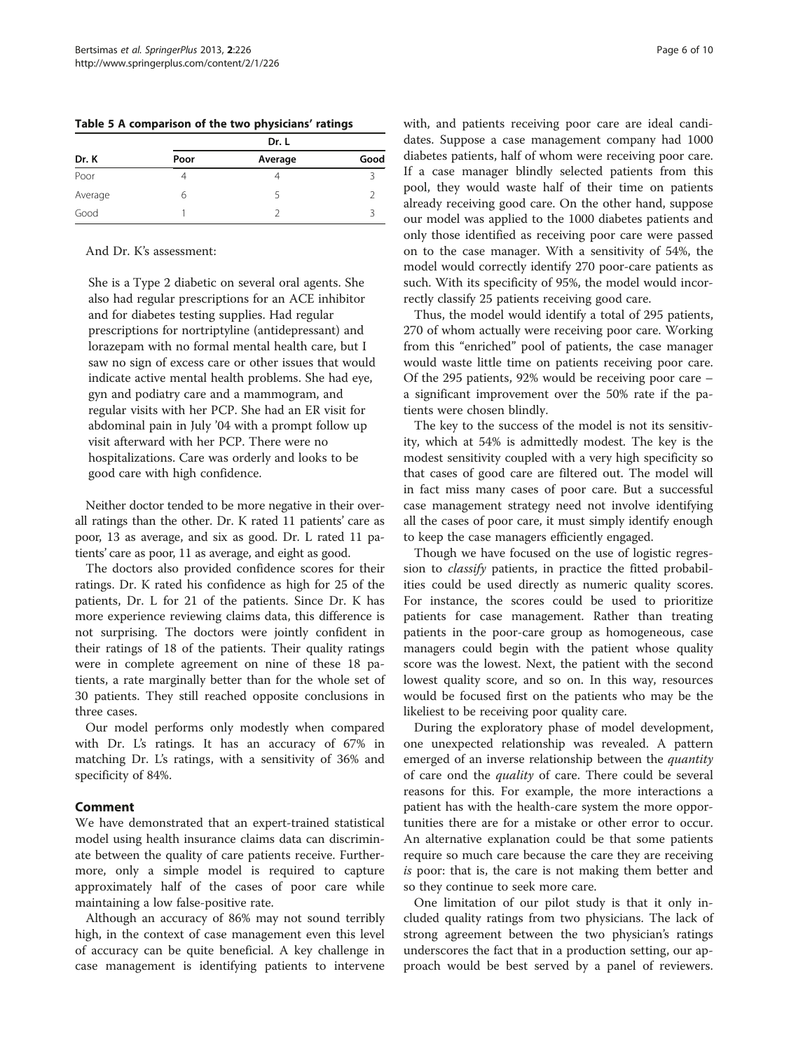**Table 5 A comparison of the two physicians' ratings**

| Dr. K | Dr. L | | |
|---|---|---|---|
| | Poor | Average | Good |
| Poor | 4 | 4 | 3 |
| Average | 6 | 5 | 2 |
| Good | 1 | 2 | 3 |

And Dr. K's assessment:

> She is a Type 2 diabetic on several oral agents. She also had regular prescriptions for an ACE inhibitor and for diabetes testing supplies. Had regular prescriptions for nortriptyline (antidepressant) and lorazepam with no formal mental health care, but I saw no sign of excess care or other issues that would indicate active mental health problems. She had eye, gyn and podiatry care and a mammogram, and regular visits with her PCP. She had an ER visit for abdominal pain in July '04 with a prompt follow up visit afterward with her PCP. There were no hospitalizations. Care was orderly and looks to be good care with high confidence.

Neither doctor tended to be more negative in their overall ratings than the other. Dr. K rated 11 patients' care as poor, 13 as average, and six as good. Dr. L rated 11 patients' care as poor, 11 as average, and eight as good.

The doctors also provided confidence scores for their ratings. Dr. K rated his confidence as high for 25 of the patients, Dr. L for 21 of the patients. Since Dr. K has more experience reviewing claims data, this difference is not surprising. The doctors were jointly confident in their ratings of 18 of the patients. Their quality ratings were in complete agreement on nine of these 18 patients, a rate marginally better than for the whole set of 30 patients. They still reached opposite conclusions in three cases.

Our model performs only modestly when compared with Dr. L's ratings. It has an accuracy of 67% in matching Dr. L's ratings, with a sensitivity of 36% and specificity of 84%.

## Comment

We have demonstrated that an expert-trained statistical model using health insurance claims data can discriminate between the quality of care patients receive. Furthermore, only a simple model is required to capture approximately half of the cases of poor care while maintaining a low false-positive rate.

Although an accuracy of 86% may not sound terribly high, in the context of case management even this level of accuracy can be quite beneficial. A key challenge in case management is identifying patients to intervene with, and patients receiving poor care are ideal candidates. Suppose a case management company had 1000 diabetes patients, half of whom were receiving poor care. If a case manager blindly selected patients from this pool, they would waste half of their time on patients already receiving good care. On the other hand, suppose our model was applied to the 1000 diabetes patients and only those identified as receiving poor care were passed on to the case manager. With a sensitivity of 54%, the model would correctly identify 270 poor-care patients as such. With its specificity of 95%, the model would incorrectly classify 25 patients receiving good care.

Thus, the model would identify a total of 295 patients, 270 of whom actually were receiving poor care. Working from this "enriched" pool of patients, the case manager would waste little time on patients receiving poor care. Of the 295 patients, 92% would be receiving poor care – a significant improvement over the 50% rate if the patients were chosen blindly.

The key to the success of the model is not its sensitivity, which at 54% is admittedly modest. The key is the modest sensitivity coupled with a very high specificity so that cases of good care are filtered out. The model will in fact miss many cases of poor care. But a successful case management strategy need not involve identifying all the cases of poor care, it must simply identify enough to keep the case managers efficiently engaged.

Though we have focused on the use of logistic regression to *classify* patients, in practice the fitted probabilities could be used directly as numeric quality scores. For instance, the scores could be used to prioritize patients for case management. Rather than treating patients in the poor-care group as homogeneous, case managers could begin with the patient whose quality score was the lowest. Next, the patient with the second lowest quality score, and so on. In this way, resources would be focused first on the patients who may be the likeliest to be receiving poor quality care.

During the exploratory phase of model development, one unexpected relationship was revealed. A pattern emerged of an inverse relationship between the *quantity* of care ond the *quality* of care. There could be several reasons for this. For example, the more interactions a patient has with the health-care system the more opportunities there are for a mistake or other error to occur. An alternative explanation could be that some patients require so much care because the care they are receiving *is* poor: that is, the care is not making them better and so they continue to seek more care.

One limitation of our pilot study is that it only included quality ratings from two physicians. The lack of strong agreement between the two physician's ratings underscores the fact that in a production setting, our approach would be best served by a panel of reviewers.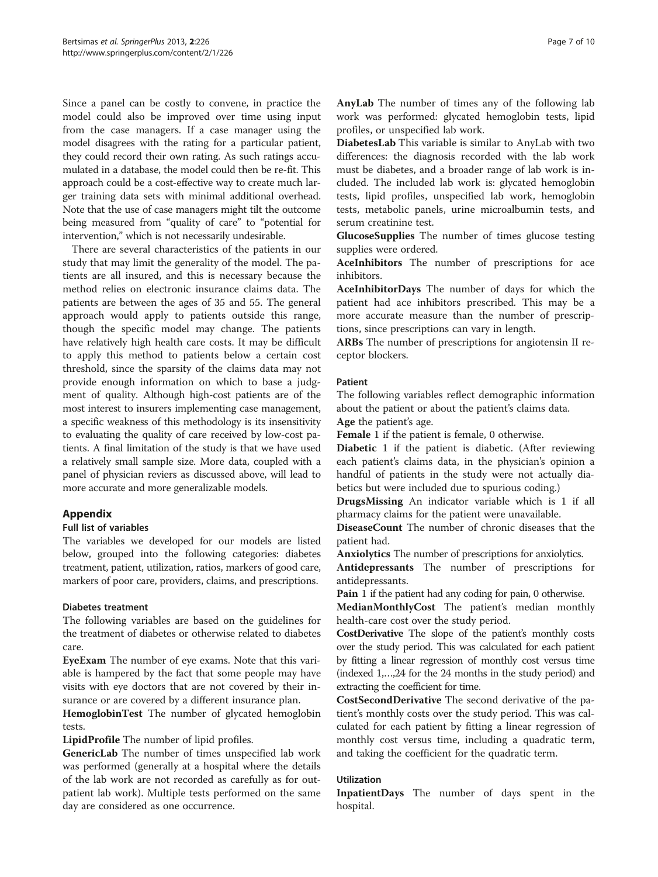Since a panel can be costly to convene, in practice the model could also be improved over time using input from the case managers. If a case manager using the model disagrees with the rating for a particular patient, they could record their own rating. As such ratings accumulated in a database, the model could then be re-fit. This approach could be a cost-effective way to create much larger training data sets with minimal additional overhead. Note that the use of case managers might tilt the outcome being measured from "quality of care" to "potential for intervention," which is not necessarily undesirable.

There are several characteristics of the patients in our study that may limit the generality of the model. The patients are all insured, and this is necessary because the method relies on electronic insurance claims data. The patients are between the ages of 35 and 55. The general approach would apply to patients outside this range, though the specific model may change. The patients have relatively high health care costs. It may be difficult to apply this method to patients below a certain cost threshold, since the sparsity of the claims data may not provide enough information on which to base a judgment of quality. Although high-cost patients are of the most interest to insurers implementing case management, a specific weakness of this methodology is its insensitivity to evaluating the quality of care received by low-cost patients. A final limitation of the study is that we have used a relatively small sample size. More data, coupled with a panel of physician reviers as discussed above, will lead to more accurate and more generalizable models.

## Appendix

### Full list of variables

The variables we developed for our models are listed below, grouped into the following categories: diabetes treatment, patient, utilization, ratios, markers of good care, markers of poor care, providers, claims, and prescriptions.

#### Diabetes treatment

The following variables are based on the guidelines for the treatment of diabetes or otherwise related to diabetes care.

**EyeExam** The number of eye exams. Note that this variable is hampered by the fact that some people may have visits with eye doctors that are not covered by their insurance or are covered by a different insurance plan.

**HemoglobinTest** The number of glycated hemoglobin tests.

**LipidProfile** The number of lipid profiles.

**GenericLab** The number of times unspecified lab work was performed (generally at a hospital where the details of the lab work are not recorded as carefully as for outpatient lab work). Multiple tests performed on the same day are considered as one occurrence.

**AnyLab** The number of times any of the following lab work was performed: glycated hemoglobin tests, lipid profiles, or unspecified lab work.

**DiabetesLab** This variable is similar to AnyLab with two differences: the diagnosis recorded with the lab work must be diabetes, and a broader range of lab work is included. The included lab work is: glycated hemoglobin tests, lipid profiles, unspecified lab work, hemoglobin tests, metabolic panels, urine microalbumin tests, and serum creatinine test.

**GlucoseSupplies** The number of times glucose testing supplies were ordered.

**AceInhibitors** The number of prescriptions for ace inhibitors.

**AceInhibitorDays** The number of days for which the patient had ace inhibitors prescribed. This may be a more accurate measure than the number of prescriptions, since prescriptions can vary in length.

**ARBs** The number of prescriptions for angiotensin II receptor blockers.

#### Patient

The following variables reflect demographic information about the patient or about the patient's claims data.

**Age** the patient's age.

**Female** 1 if the patient is female, 0 otherwise.

**Diabetic** 1 if the patient is diabetic. (After reviewing each patient's claims data, in the physician's opinion a handful of patients in the study were not actually diabetics but were included due to spurious coding.)

**DrugsMissing** An indicator variable which is 1 if all pharmacy claims for the patient were unavailable.

**DiseaseCount** The number of chronic diseases that the patient had.

**Anxiolytics** The number of prescriptions for anxiolytics.

**Antidepressants** The number of prescriptions for antidepressants.

**Pain** 1 if the patient had any coding for pain, 0 otherwise.

**MedianMonthlyCost** The patient's median monthly health-care cost over the study period.

**CostDerivative** The slope of the patient's monthly costs over the study period. This was calculated for each patient by fitting a linear regression of monthly cost versus time (indexed 1,…,24 for the 24 months in the study period) and extracting the coefficient for time.

**CostSecondDerivative** The second derivative of the patient's monthly costs over the study period. This was calculated for each patient by fitting a linear regression of monthly cost versus time, including a quadratic term, and taking the coefficient for the quadratic term.

#### Utilization

**InpatientDays** The number of days spent in the hospital.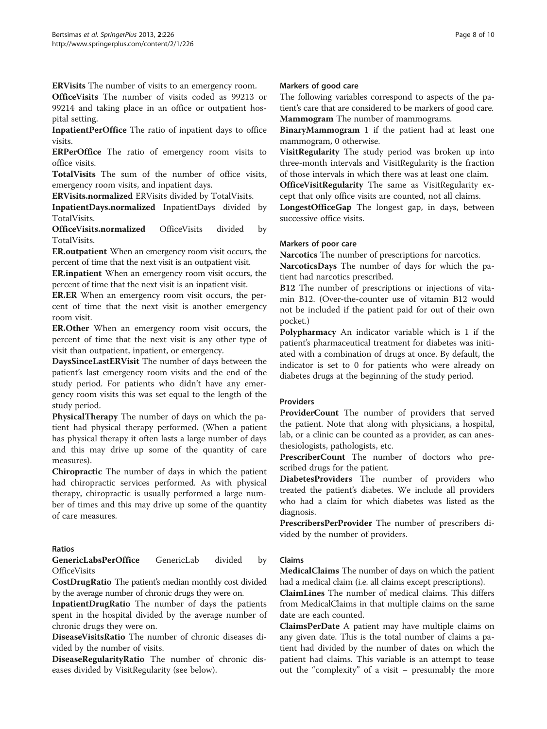**ERVisits** The number of visits to an emergency room.

**OfficeVisits** The number of visits coded as 99213 or 99214 and taking place in an office or outpatient hospital setting.

**InpatientPerOffice** The ratio of inpatient days to office visits.

**ERPerOffice** The ratio of emergency room visits to office visits.

**TotalVisits** The sum of the number of office visits, emergency room visits, and inpatient days.

**ERVisits.normalized** ERVisits divided by TotalVisits.

**InpatientDays.normalized** InpatientDays divided by TotalVisits.

**OfficeVisits.normalized** OfficeVisits divided by TotalVisits.

**ER.outpatient** When an emergency room visit occurs, the percent of time that the next visit is an outpatient visit.

**ER.inpatient** When an emergency room visit occurs, the percent of time that the next visit is an inpatient visit.

**ER.ER** When an emergency room visit occurs, the percent of time that the next visit is another emergency room visit.

**ER.Other** When an emergency room visit occurs, the percent of time that the next visit is any other type of visit than outpatient, inpatient, or emergency.

**DaysSinceLastERVisit** The number of days between the patient's last emergency room visits and the end of the study period. For patients who didn't have any emergency room visits this was set equal to the length of the study period.

**PhysicalTherapy** The number of days on which the patient had physical therapy performed. (When a patient has physical therapy it often lasts a large number of days and this may drive up some of the quantity of care measures).

**Chiropractic** The number of days in which the patient had chiropractic services performed. As with physical therapy, chiropractic is usually performed a large number of times and this may drive up some of the quantity of care measures.

#### Ratios

**GenericLabsPerOffice** GenericLab divided by OfficeVisits

**CostDrugRatio** The patient's median monthly cost divided by the average number of chronic drugs they were on.

**InpatientDrugRatio** The number of days the patients spent in the hospital divided by the average number of chronic drugs they were on.

**DiseaseVisitsRatio** The number of chronic diseases divided by the number of visits.

**DiseaseRegularityRatio** The number of chronic diseases divided by VisitRegularity (see below).

#### Markers of good care

The following variables correspond to aspects of the patient's care that are considered to be markers of good care.

**Mammogram** The number of mammograms.

**BinaryMammogram** 1 if the patient had at least one mammogram, 0 otherwise.

**VisitRegularity** The study period was broken up into three-month intervals and VisitRegularity is the fraction of those intervals in which there was at least one claim.

**OfficeVisitRegularity** The same as VisitRegularity except that only office visits are counted, not all claims.

**LongestOfficeGap** The longest gap, in days, between successive office visits.

#### Markers of poor care

**Narcotics** The number of prescriptions for narcotics.

**NarcoticsDays** The number of days for which the patient had narcotics prescribed.

**B12** The number of prescriptions or injections of vitamin B12. (Over-the-counter use of vitamin B12 would not be included if the patient paid for out of their own pocket.)

**Polypharmacy** An indicator variable which is 1 if the patient's pharmaceutical treatment for diabetes was initiated with a combination of drugs at once. By default, the indicator is set to 0 for patients who were already on diabetes drugs at the beginning of the study period.

#### Providers

**ProviderCount** The number of providers that served the patient. Note that along with physicians, a hospital, lab, or a clinic can be counted as a provider, as can anesthesiologists, pathologists, etc.

**PrescriberCount** The number of doctors who prescribed drugs for the patient.

**DiabetesProviders** The number of providers who treated the patient's diabetes. We include all providers who had a claim for which diabetes was listed as the diagnosis.

**PrescribersPerProvider** The number of prescribers divided by the number of providers.

#### Claims

**MedicalClaims** The number of days on which the patient had a medical claim (i.e. all claims except prescriptions).

**ClaimLines** The number of medical claims. This differs from MedicalClaims in that multiple claims on the same date are each counted.

**ClaimsPerDate** A patient may have multiple claims on any given date. This is the total number of claims a patient had divided by the number of dates on which the patient had claims. This variable is an attempt to tease out the "complexity" of a visit – presumably the more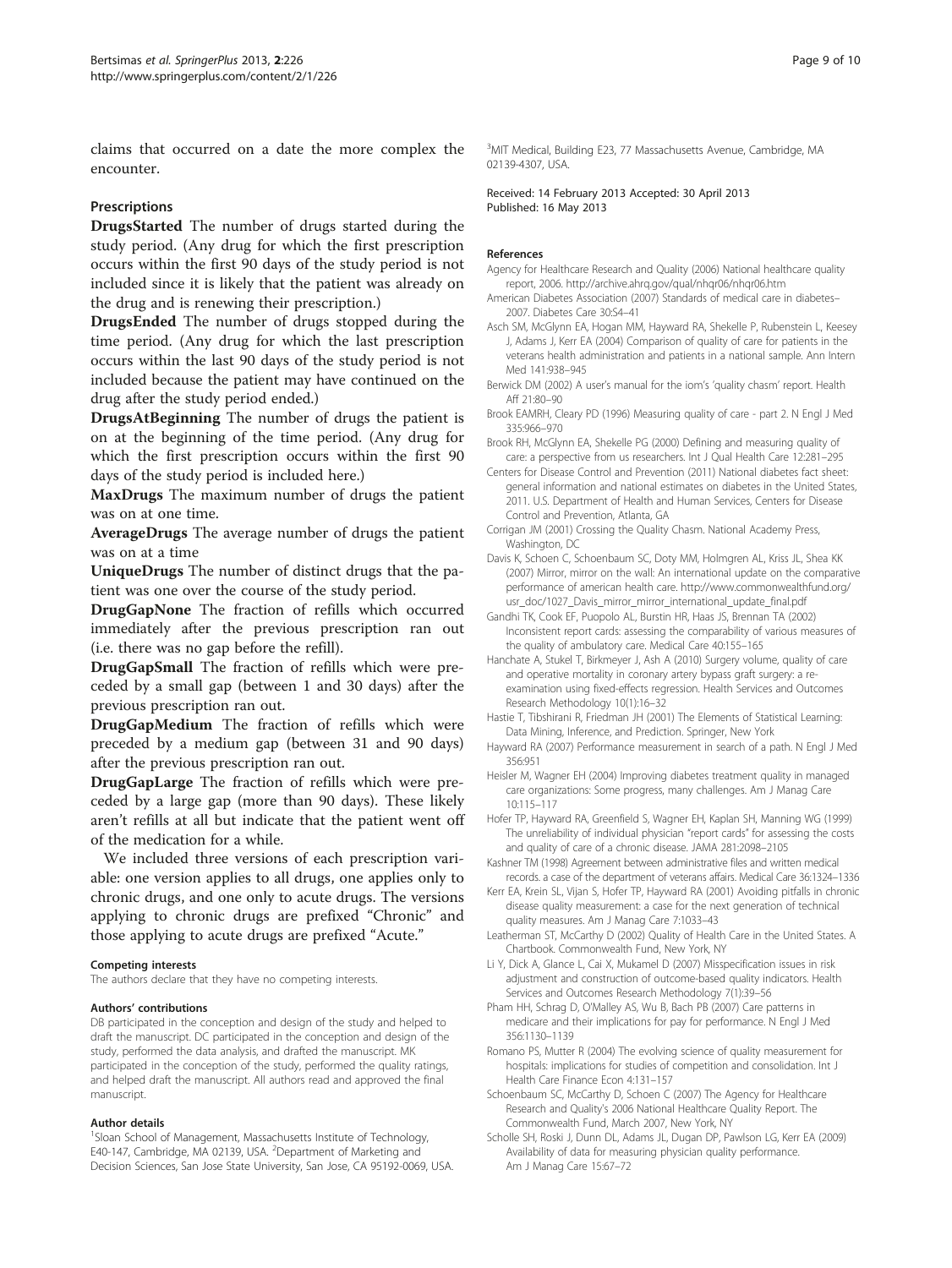claims that occurred on a date the more complex the encounter.

### Prescriptions

**DrugsStarted** The number of drugs started during the study period. (Any drug for which the first prescription occurs within the first 90 days of the study period is not included since it is likely that the patient was already on the drug and is renewing their prescription.)

**DrugsEnded** The number of drugs stopped during the time period. (Any drug for which the last prescription occurs within the last 90 days of the study period is not included because the patient may have continued on the drug after the study period ended.)

**DrugsAtBeginning** The number of drugs the patient is on at the beginning of the time period. (Any drug for which the first prescription occurs within the first 90 days of the study period is included here.)

**MaxDrugs** The maximum number of drugs the patient was on at one time.

**AverageDrugs** The average number of drugs the patient was on at a time

**UniqueDrugs** The number of distinct drugs that the patient was one over the course of the study period.

**DrugGapNone** The fraction of refills which occurred immediately after the previous prescription ran out (i.e. there was no gap before the refill).

**DrugGapSmall** The fraction of refills which were preceded by a small gap (between 1 and 30 days) after the previous prescription ran out.

**DrugGapMedium** The fraction of refills which were preceded by a medium gap (between 31 and 90 days) after the previous prescription ran out.

**DrugGapLarge** The fraction of refills which were preceded by a large gap (more than 90 days). These likely aren't refills at all but indicate that the patient went off of the medication for a while.

We included three versions of each prescription variable: one version applies to all drugs, one applies only to chronic drugs, and one only to acute drugs. The versions applying to chronic drugs are prefixed "Chronic" and those applying to acute drugs are prefixed "Acute."

#### Competing interests

The authors declare that they have no competing interests.

#### Authors' contributions

DB participated in the conception and design of the study and helped to draft the manuscript. DC participated in the conception and design of the study, performed the data analysis, and drafted the manuscript. MK participated in the conception of the study, performed the quality ratings, and helped draft the manuscript. All authors read and approved the final manuscript.

#### Author details

[1]Sloan School of Management, Massachusetts Institute of Technology, E40-147, Cambridge, MA 02139, USA. [2]Department of Marketing and Decision Sciences, San Jose State University, San Jose, CA 95192-0069, USA. [3]MIT Medical, Building E23, 77 Massachusetts Avenue, Cambridge, MA 02139-4307, USA.

Received: 14 February 2013 Accepted: 30 April 2013
Published: 16 May 2013

#### References

Agency for Healthcare Research and Quality (2006) National healthcare quality report, 2006. http://archive.ahrq.gov/qual/nhqr06/nhqr06.htm

American Diabetes Association (2007) Standards of medical care in diabetes– 2007. Diabetes Care 30:S4–41

Asch SM, McGlynn EA, Hogan MM, Hayward RA, Shekelle P, Rubenstein L, Keesey J, Adams J, Kerr EA (2004) Comparison of quality of care for patients in the veterans health administration and patients in a national sample. Ann Intern Med 141:938–945

Berwick DM (2002) A user's manual for the iom's 'quality chasm' report. Health Aff 21:80–90

Brook EAMRH, Cleary PD (1996) Measuring quality of care - part 2. N Engl J Med 335:966–970

Brook RH, McGlynn EA, Shekelle PG (2000) Defining and measuring quality of care: a perspective from us researchers. Int J Qual Health Care 12:281–295

Centers for Disease Control and Prevention (2011) National diabetes fact sheet: general information and national estimates on diabetes in the United States, 2011. U.S. Department of Health and Human Services, Centers for Disease Control and Prevention, Atlanta, GA

Corrigan JM (2001) Crossing the Quality Chasm. National Academy Press, Washington, DC

Davis K, Schoen C, Schoenbaum SC, Doty MM, Holmgren AL, Kriss JL, Shea KK (2007) Mirror, mirror on the wall: An international update on the comparative performance of american health care. http://www.commonwealthfund.org/usr_doc/1027_Davis_mirror_mirror_international_update_final.pdf

Gandhi TK, Cook EF, Puopolo AL, Burstin HR, Haas JS, Brennan TA (2002) Inconsistent report cards: assessing the comparability of various measures of the quality of ambulatory care. Medical Care 40:155–165

Hanchate A, Stukel T, Birkmeyer J, Ash A (2010) Surgery volume, quality of care and operative mortality in coronary artery bypass graft surgery: a re-examination using fixed-effects regression. Health Services and Outcomes Research Methodology 10(1):16–32

Hastie T, Tibshirani R, Friedman JH (2001) The Elements of Statistical Learning: Data Mining, Inference, and Prediction. Springer, New York

Hayward RA (2007) Performance measurement in search of a path. N Engl J Med 356:951

Heisler M, Wagner EH (2004) Improving diabetes treatment quality in managed care organizations: Some progress, many challenges. Am J Manag Care 10:115–117

Hofer TP, Hayward RA, Greenfield S, Wagner EH, Kaplan SH, Manning WG (1999) The unreliability of individual physician "report cards" for assessing the costs and quality of care of a chronic disease. JAMA 281:2098–2105

Kashner TM (1998) Agreement between administrative files and written medical records. a case of the department of veterans affairs. Medical Care 36:1324–1336

Kerr EA, Krein SL, Vijan S, Hofer TP, Hayward RA (2001) Avoiding pitfalls in chronic disease quality measurement: a case for the next generation of technical quality measures. Am J Manag Care 7:1033–43

Leatherman ST, McCarthy D (2002) Quality of Health Care in the United States. A Chartbook. Commonwealth Fund, New York, NY

Li Y, Dick A, Glance L, Cai X, Mukamel D (2007) Misspecification issues in risk adjustment and construction of outcome-based quality indicators. Health Services and Outcomes Research Methodology 7(1):39–56

Pham HH, Schrag D, O'Malley AS, Wu B, Bach PB (2007) Care patterns in medicare and their implications for pay for performance. N Engl J Med 356:1130–1139

Romano PS, Mutter R (2004) The evolving science of quality measurement for hospitals: implications for studies of competition and consolidation. Int J Health Care Finance Econ 4:131–157

Schoenbaum SC, McCarthy D, Schoen C (2007) The Agency for Healthcare Research and Quality's 2006 National Healthcare Quality Report. The Commonwealth Fund, March 2007, New York, NY

Scholle SH, Roski J, Dunn DL, Adams JL, Dugan DP, Pawlson LG, Kerr EA (2009) Availability of data for measuring physician quality performance. Am J Manag Care 15:67–72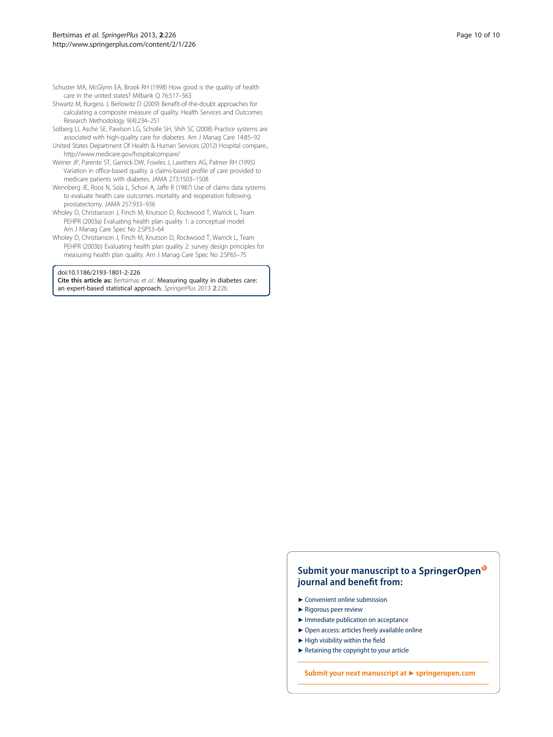Schuster MA, McGlynn EA, Brook RH (1998) How good is the quality of health care in the united states? Milbank Q 76:517–563

Shwartz M, Burgess J, Berlowitz D (2009) Benefit-of-the-doubt approaches for calculating a composite measure of quality. Health Services and Outcomes Research Methodology 9(4):234–251

Solberg LI, Asche SE, Pawlson LG, Scholle SH, Shih SC (2008) Practice systems are associated with high-quality care for diabetes. Am J Manag Care 14:85–92

United States Department Of Health & Human Services (2012) Hospital compare., http://www.medicare.gov/hospitalcompare/

Weiner JP, Parente ST, Garnick DW, Fowles J, Lawthers AG, Palmer RH (1995) Variation in office-based quality. a claims-based profile of care provided to medicare patients with diabetes. JAMA 273:1503–1508

Wennberg JE, Roos N, Sola L, Schori A, Jaffe R (1987) Use of claims data systems to evaluate health care outcomes. mortality and reoperation following prostatectomy. JAMA 257:933–936

Wholey D, Christianson J, Finch M, Knutson D, Rockwood T, Warrick L, Team PEHPR (2003a) Evaluating health plan quality 1: a conceptual model. Am J Manag Care Spec No 2:SP53–64

Wholey D, Christianson J, Finch M, Knutson D, Rockwood T, Warrick L, Team PEHPR (2003b) Evaluating health plan quality 2: survey design principles for measuring health plan quality. Am J Manag Care Spec No 2:SP65–75

doi:10.1186/2193-1801-2-226

**Cite this article as:** Bertsimas *et al.*: Measuring quality in diabetes care: an expert-based statistical approach. *SpringerPlus* 2013 **2**:226.

**Submit your manuscript to a SpringerOpen journal and benefit from:**

- ► Convenient online submission
- ► Rigorous peer review
- ► Immediate publication on acceptance
- ► Open access: articles freely available online
- ► High visibility within the field
- ► Retaining the copyright to your article

**Submit your next manuscript at ► springeropen.com**